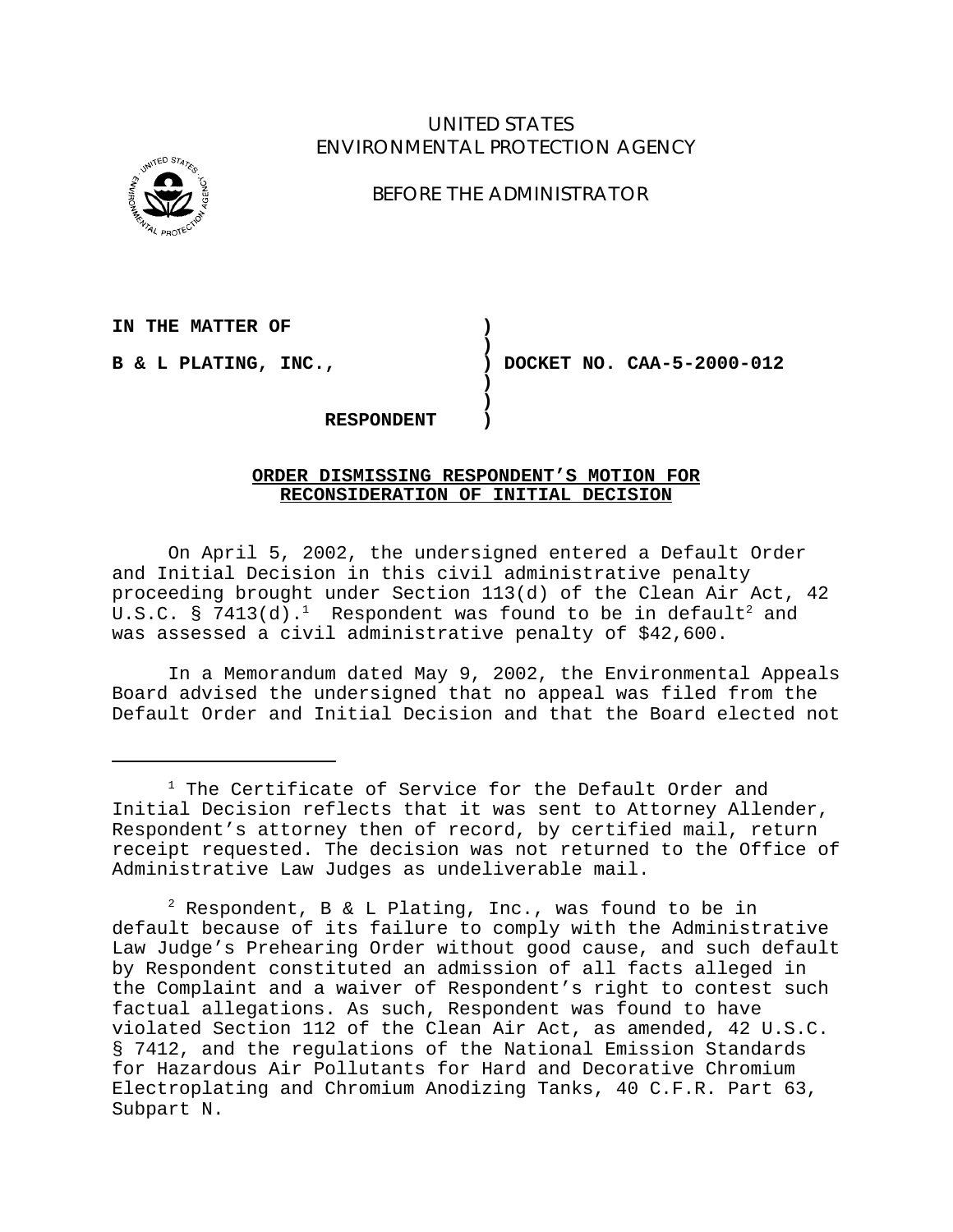UNITED STATES
ENVIRONMENTAL PROTECTION AGENCY

BEFORE THE ADMINISTRATOR

**IN THE MATTER OF** )
)
**B & L PLATING, INC.,** ) **DOCKET NO. CAA-5-2000-012**
)
)
**RESPONDENT** )

**ORDER DISMISSING RESPONDENT'S MOTION FOR RECONSIDERATION OF INITIAL DECISION**

On April 5, 2002, the undersigned entered a Default Order and Initial Decision in this civil administrative penalty proceeding brought under Section 113(d) of the Clean Air Act, 42 U.S.C. § 7413(d).[1] Respondent was found to be in default[2] and was assessed a civil administrative penalty of $42,600.

In a Memorandum dated May 9, 2002, the Environmental Appeals Board advised the undersigned that no appeal was filed from the Default Order and Initial Decision and that the Board elected not

---

[1] The Certificate of Service for the Default Order and Initial Decision reflects that it was sent to Attorney Allender, Respondent's attorney then of record, by certified mail, return receipt requested. The decision was not returned to the Office of Administrative Law Judges as undeliverable mail.

[2] Respondent, B & L Plating, Inc., was found to be in default because of its failure to comply with the Administrative Law Judge's Prehearing Order without good cause, and such default by Respondent constituted an admission of all facts alleged in the Complaint and a waiver of Respondent's right to contest such factual allegations. As such, Respondent was found to have violated Section 112 of the Clean Air Act, as amended, 42 U.S.C. § 7412, and the regulations of the National Emission Standards for Hazardous Air Pollutants for Hard and Decorative Chromium Electroplating and Chromium Anodizing Tanks, 40 C.F.R. Part 63, Subpart N.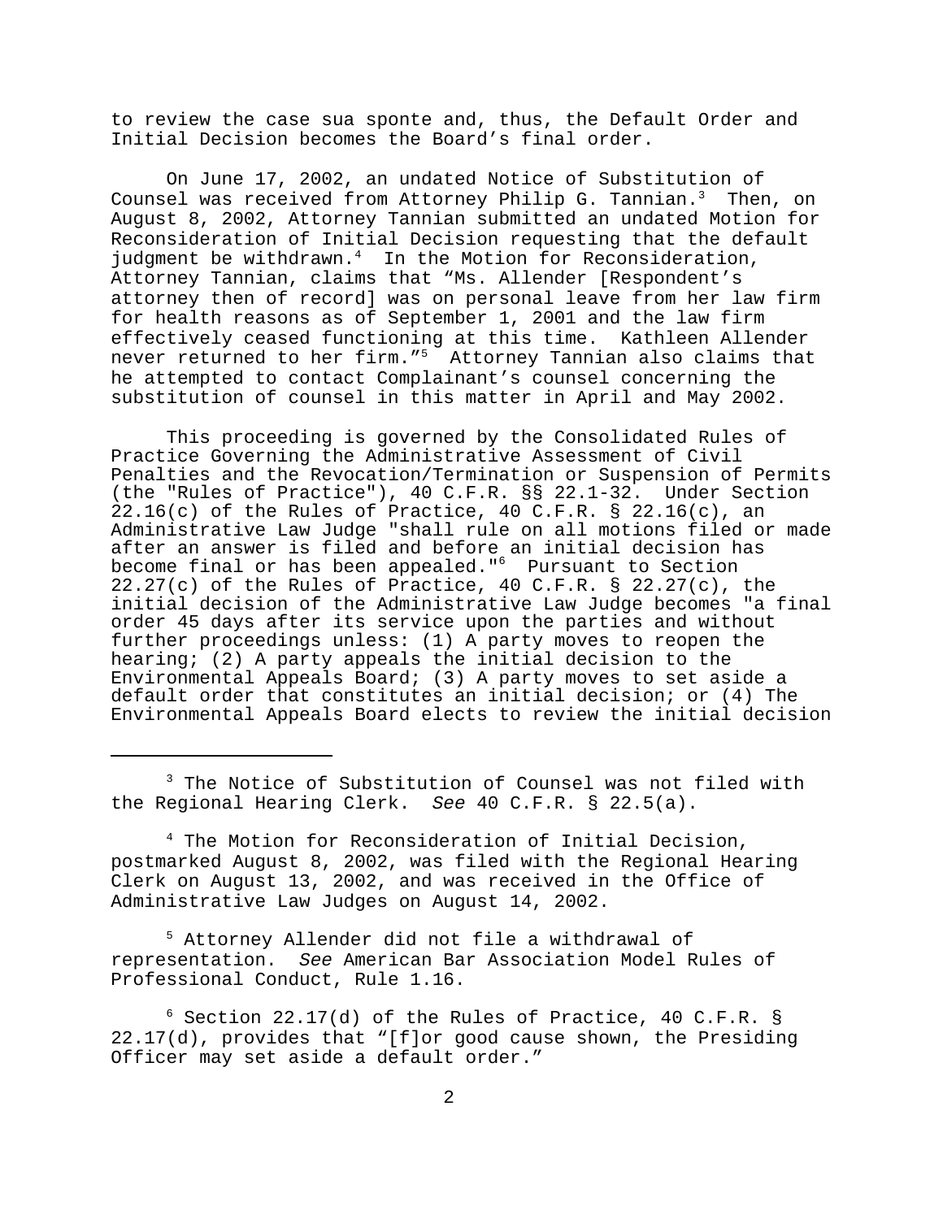to review the case sua sponte and, thus, the Default Order and Initial Decision becomes the Board's final order.

On June 17, 2002, an undated Notice of Substitution of Counsel was received from Attorney Philip G. Tannian.[3] Then, on August 8, 2002, Attorney Tannian submitted an undated Motion for Reconsideration of Initial Decision requesting that the default judgment be withdrawn.[4] In the Motion for Reconsideration, Attorney Tannian, claims that "Ms. Allender [Respondent's attorney then of record] was on personal leave from her law firm for health reasons as of September 1, 2001 and the law firm effectively ceased functioning at this time. Kathleen Allender never returned to her firm."[5] Attorney Tannian also claims that he attempted to contact Complainant's counsel concerning the substitution of counsel in this matter in April and May 2002.

This proceeding is governed by the Consolidated Rules of Practice Governing the Administrative Assessment of Civil Penalties and the Revocation/Termination or Suspension of Permits (the "Rules of Practice"), 40 C.F.R. §§ 22.1-32. Under Section 22.16(c) of the Rules of Practice, 40 C.F.R. § 22.16(c), an Administrative Law Judge "shall rule on all motions filed or made after an answer is filed and before an initial decision has become final or has been appealed."[6] Pursuant to Section 22.27(c) of the Rules of Practice, 40 C.F.R. § 22.27(c), the initial decision of the Administrative Law Judge becomes "a final order 45 days after its service upon the parties and without further proceedings unless: (1) A party moves to reopen the hearing; (2) A party appeals the initial decision to the Environmental Appeals Board; (3) A party moves to set aside a default order that constitutes an initial decision; or (4) The Environmental Appeals Board elects to review the initial decision

[3] The Notice of Substitution of Counsel was not filed with the Regional Hearing Clerk. *See* 40 C.F.R. § 22.5(a).

[4] The Motion for Reconsideration of Initial Decision, postmarked August 8, 2002, was filed with the Regional Hearing Clerk on August 13, 2002, and was received in the Office of Administrative Law Judges on August 14, 2002.

[5] Attorney Allender did not file a withdrawal of representation. *See* American Bar Association Model Rules of Professional Conduct, Rule 1.16.

[6] Section 22.17(d) of the Rules of Practice, 40 C.F.R. § 22.17(d), provides that "[f]or good cause shown, the Presiding Officer may set aside a default order."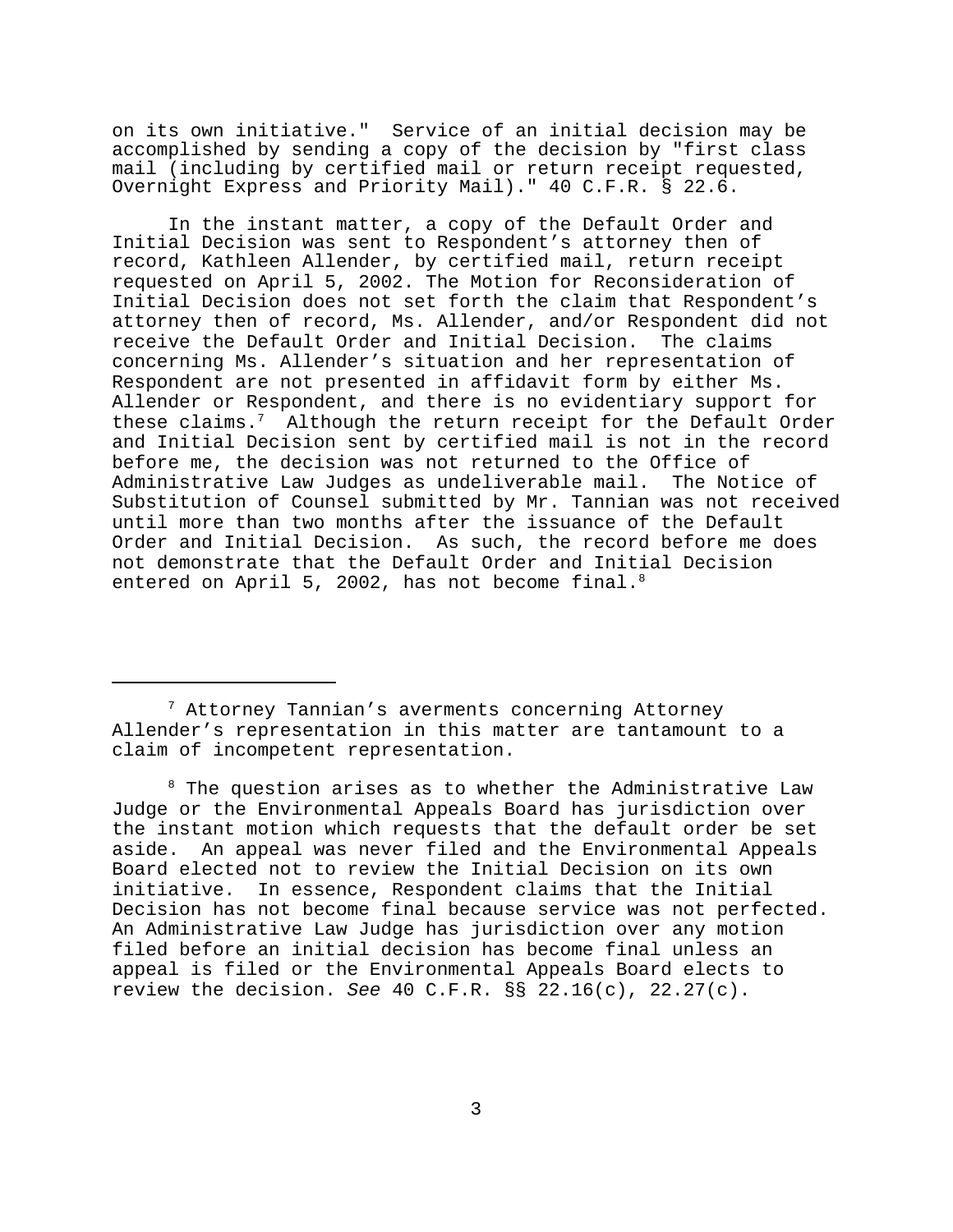on its own initiative." Service of an initial decision may be accomplished by sending a copy of the decision by "first class mail (including by certified mail or return receipt requested, Overnight Express and Priority Mail)." 40 C.F.R. § 22.6.

In the instant matter, a copy of the Default Order and Initial Decision was sent to Respondent's attorney then of record, Kathleen Allender, by certified mail, return receipt requested on April 5, 2002. The Motion for Reconsideration of Initial Decision does not set forth the claim that Respondent's attorney then of record, Ms. Allender, and/or Respondent did not receive the Default Order and Initial Decision. The claims concerning Ms. Allender's situation and her representation of Respondent are not presented in affidavit form by either Ms. Allender or Respondent, and there is no evidentiary support for these claims.[7] Although the return receipt for the Default Order and Initial Decision sent by certified mail is not in the record before me, the decision was not returned to the Office of Administrative Law Judges as undeliverable mail. The Notice of Substitution of Counsel submitted by Mr. Tannian was not received until more than two months after the issuance of the Default Order and Initial Decision. As such, the record before me does not demonstrate that the Default Order and Initial Decision entered on April 5, 2002, has not become final.[8]

---

[7] Attorney Tannian's averments concerning Attorney Allender's representation in this matter are tantamount to a claim of incompetent representation.

[8] The question arises as to whether the Administrative Law Judge or the Environmental Appeals Board has jurisdiction over the instant motion which requests that the default order be set aside. An appeal was never filed and the Environmental Appeals Board elected not to review the Initial Decision on its own initiative. In essence, Respondent claims that the Initial Decision has not become final because service was not perfected. An Administrative Law Judge has jurisdiction over any motion filed before an initial decision has become final unless an appeal is filed or the Environmental Appeals Board elects to review the decision. *See* 40 C.F.R. §§ 22.16(c), 22.27(c).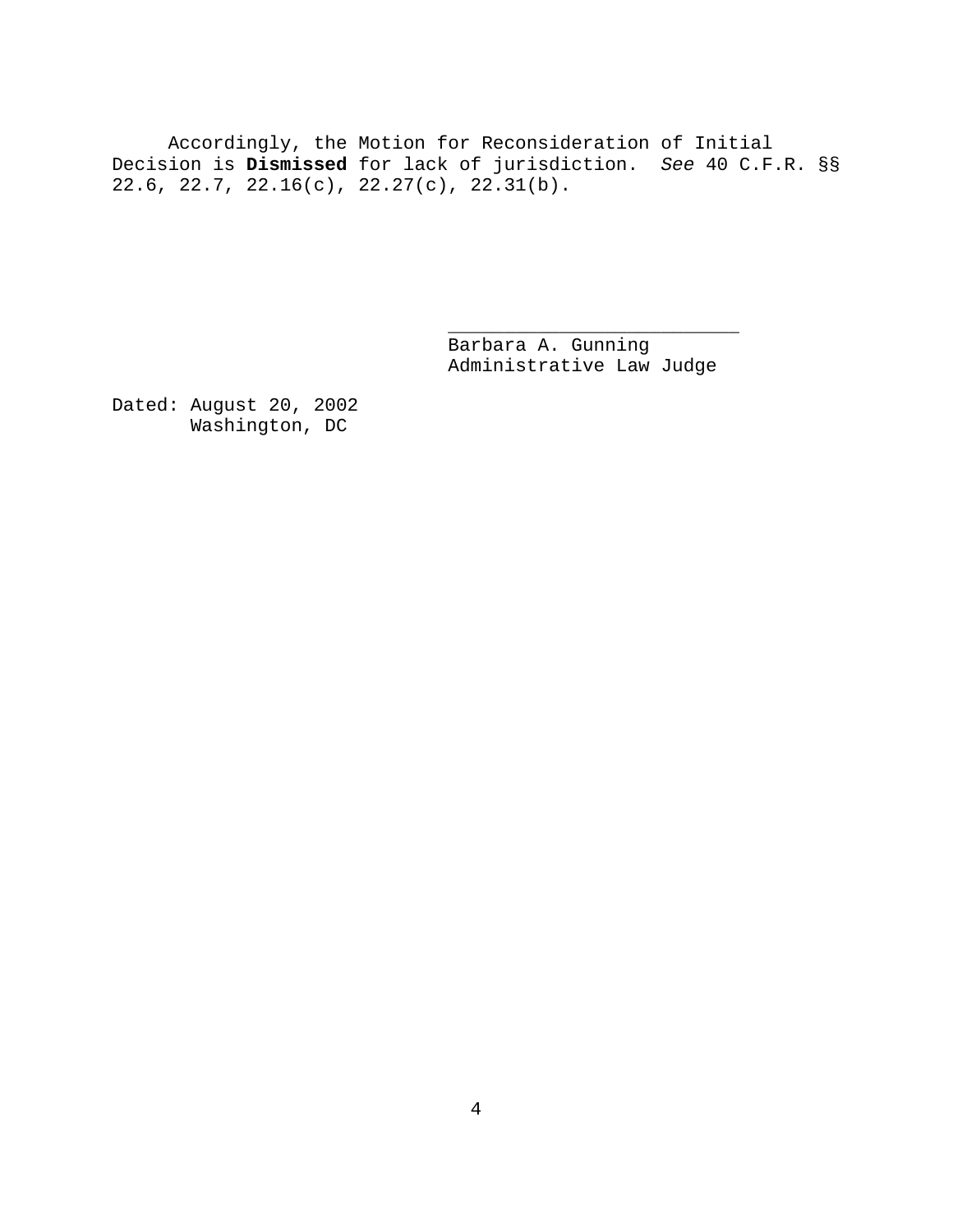Accordingly, the Motion for Reconsideration of Initial Decision is **Dismissed** for lack of jurisdiction. *See* 40 C.F.R. §§ 22.6, 22.7, 22.16(c), 22.27(c), 22.31(b).

\_\_\_\_\_\_\_\_\_\_\_\_\_\_\_\_\_\_\_\_\_\_\_\_\_\_\_

Barbara A. Gunning
Administrative Law Judge

Dated: August 20, 2002
Washington, DC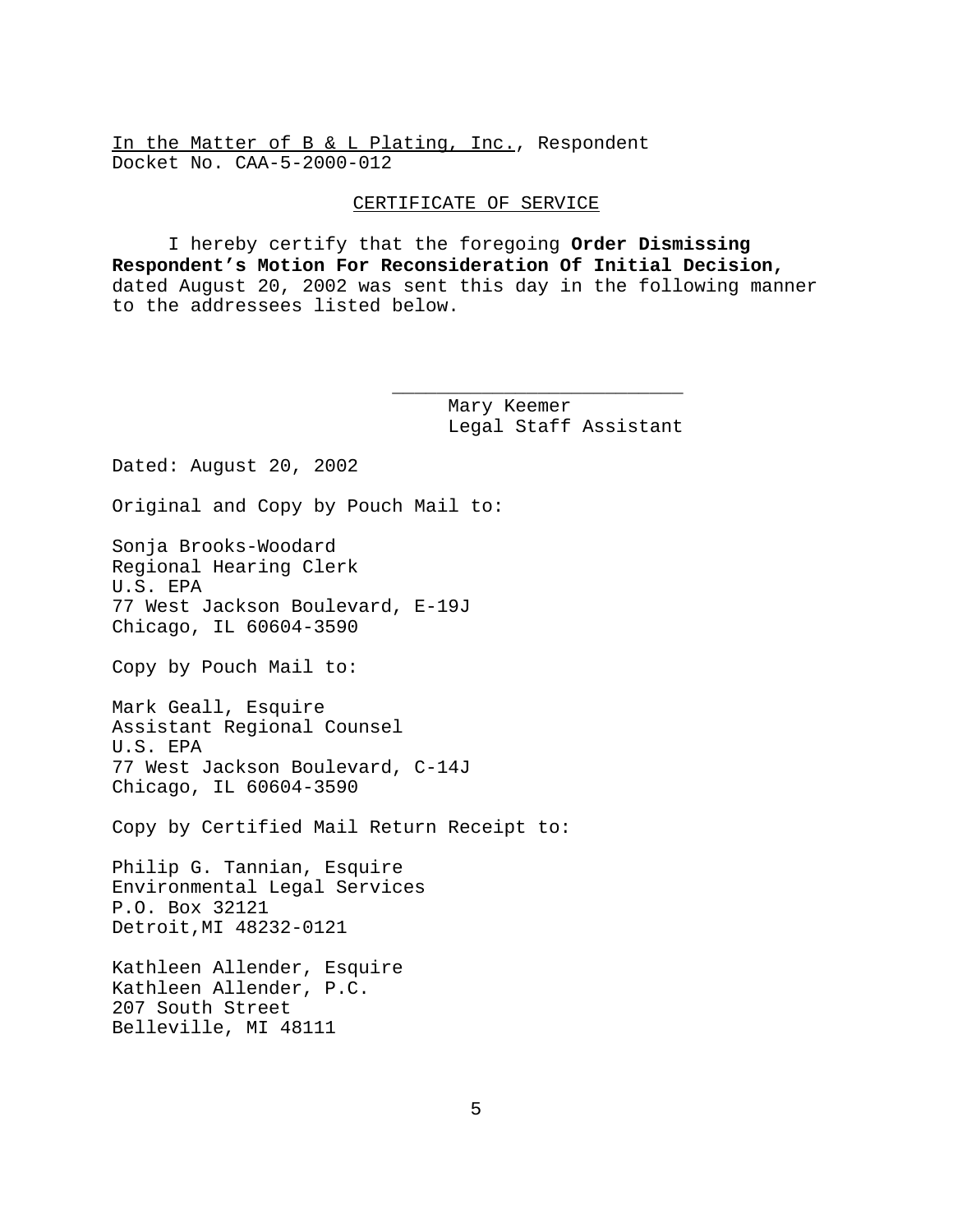In the Matter of B & L Plating, Inc., Respondent
Docket No. CAA-5-2000-012

CERTIFICATE OF SERVICE

I hereby certify that the foregoing **Order Dismissing Respondent's Motion For Reconsideration Of Initial Decision,** dated August 20, 2002 was sent this day in the following manner to the addressees listed below.

\_\_\_\_\_\_\_\_\_\_\_\_\_\_\_\_\_\_\_\_\_\_\_\_\_\_
Mary Keemer
Legal Staff Assistant

Dated: August 20, 2002

Original and Copy by Pouch Mail to:

Sonja Brooks-Woodard
Regional Hearing Clerk
U.S. EPA
77 West Jackson Boulevard, E-19J
Chicago, IL 60604-3590

Copy by Pouch Mail to:

Mark Geall, Esquire
Assistant Regional Counsel
U.S. EPA
77 West Jackson Boulevard, C-14J
Chicago, IL 60604-3590

Copy by Certified Mail Return Receipt to:

Philip G. Tannian, Esquire
Environmental Legal Services
P.O. Box 32121
Detroit,MI 48232-0121

Kathleen Allender, Esquire
Kathleen Allender, P.C.
207 South Street
Belleville, MI 48111